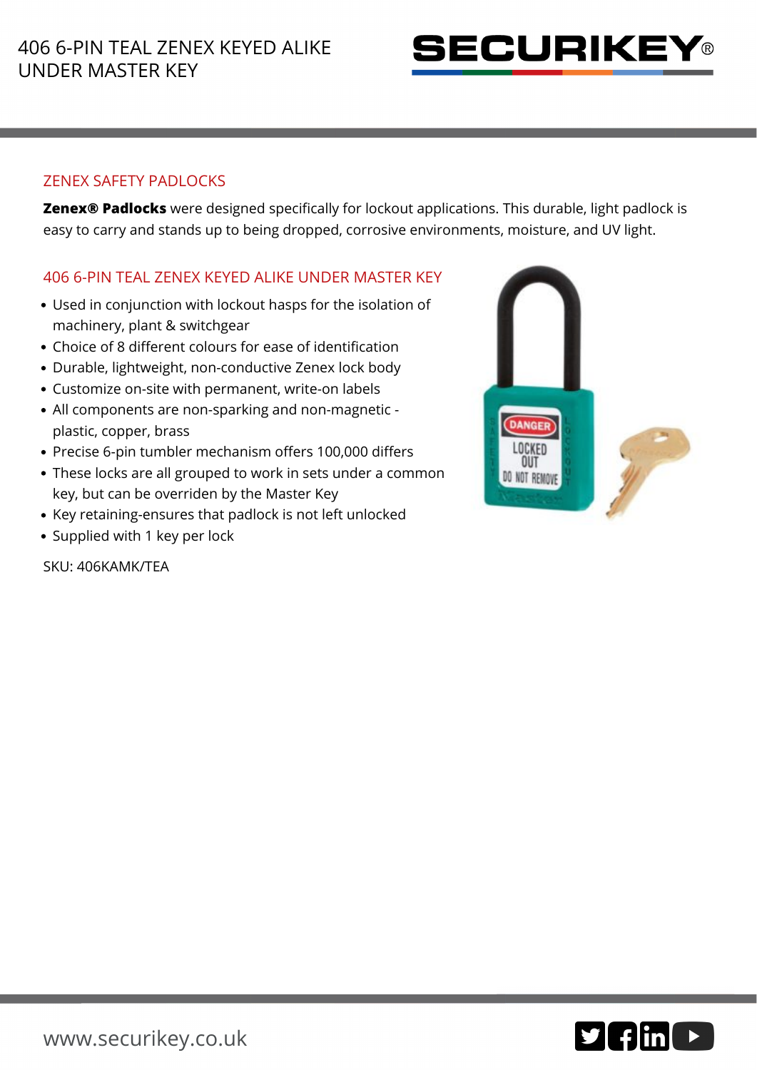# 406 6-PIN TEAL ZENEX KEYED ALIKE UNDER MASTER KEY

## ZENEX SAFETY PADLOCKS

**Zenex® Padlocks** were designed specifically for lockout applications. This durable, light padlock is easy to carry and stands up to being dropped, corrosive environments, moisture, and UV light.

## 406 6-PIN TEAL ZENEX KEYED ALIKE UNDER MASTER KEY

- Used in conjunction with lockout hasps for the isolation of machinery, plant & switchgear
- Choice of 8 different colours for ease of identification
- Durable, lightweight, non-conductive Zenex lock body
- Customize on-site with permanent, write-on labels
- All components are non-sparking and non-magnetic - plastic, copper, brass
- Precise 6-pin tumbler mechanism offers 100,000 differs
- These locks are all grouped to work in sets under a common key, but can be overriden by the Master Key
- Key retaining-ensures that padlock is not left unlocked
- Supplied with 1 key per lock

SKU: 406KAMK/TEA

www.securikey.co.uk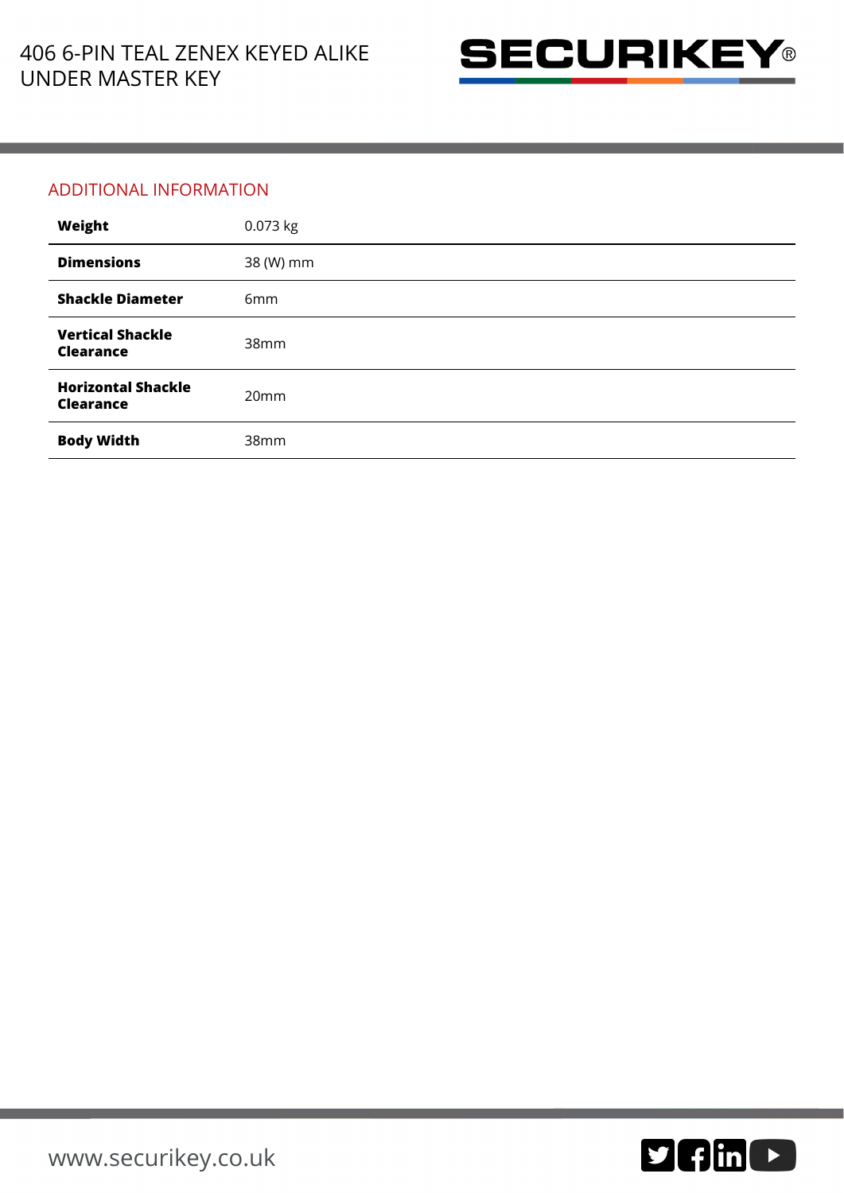## ADDITIONAL INFORMATION

| | |
|---|---|
| **Weight** | 0.073 kg |
| **Dimensions** | 38 (W) mm |
| **Shackle Diameter** | 6mm |
| **Vertical Shackle Clearance** | 38mm |
| **Horizontal Shackle Clearance** | 20mm |
| **Body Width** | 38mm |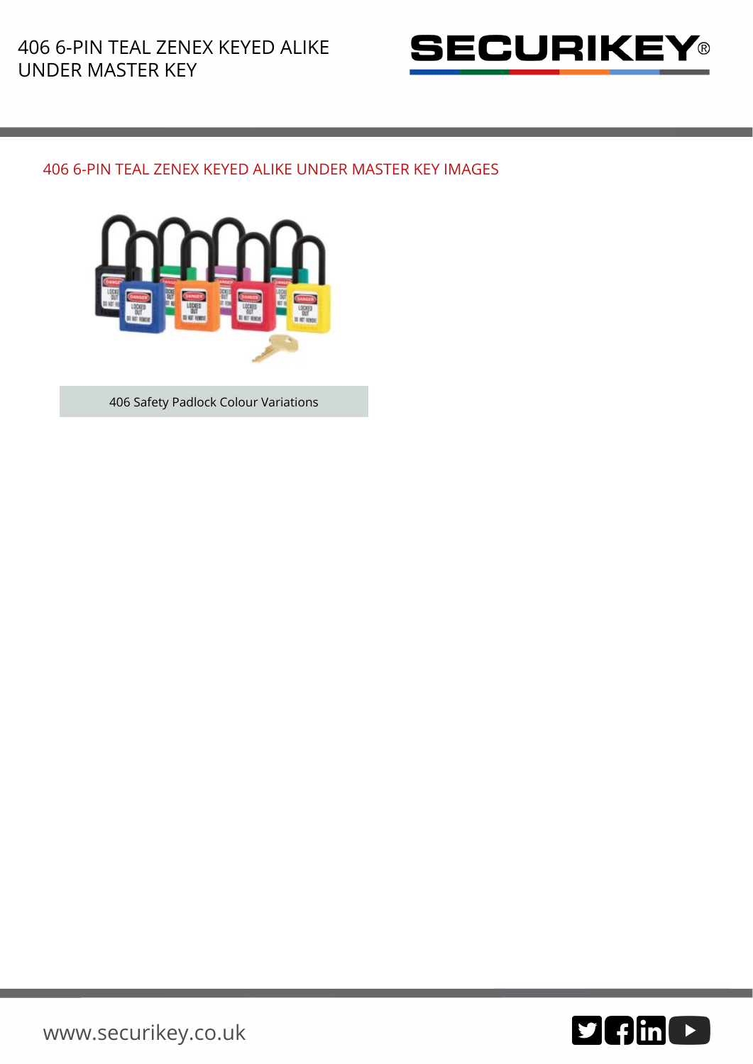## 406 6-PIN TEAL ZENEX KEYED ALIKE UNDER MASTER KEY IMAGES

406 Safety Padlock Colour Variations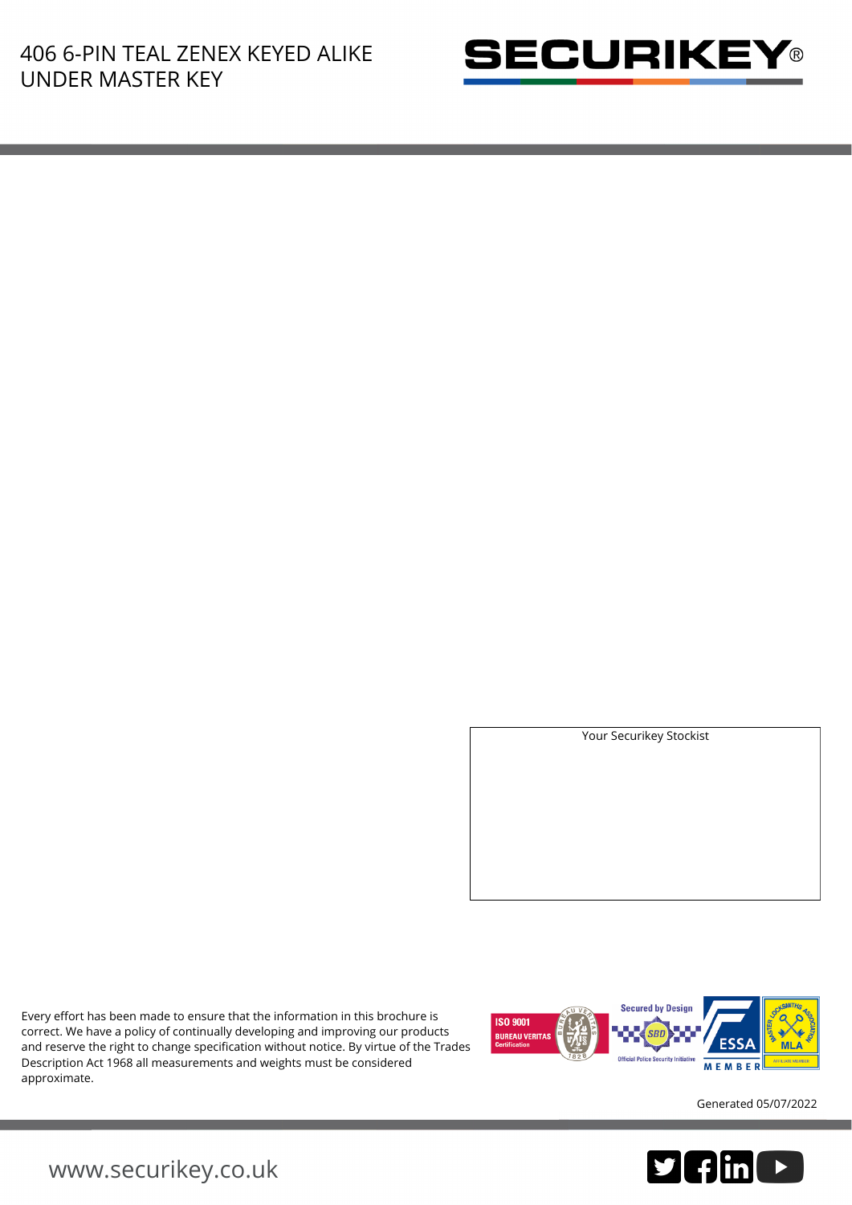# 406 6-PIN TEAL ZENEX KEYED ALIKE UNDER MASTER KEY

Your Securikey Stockist

Every effort has been made to ensure that the information in this brochure is correct. We have a policy of continually developing and improving our products and reserve the right to change specification without notice. By virtue of the Trades Description Act 1968 all measurements and weights must be considered approximate.

Generated 05/07/2022

www.securikey.co.uk